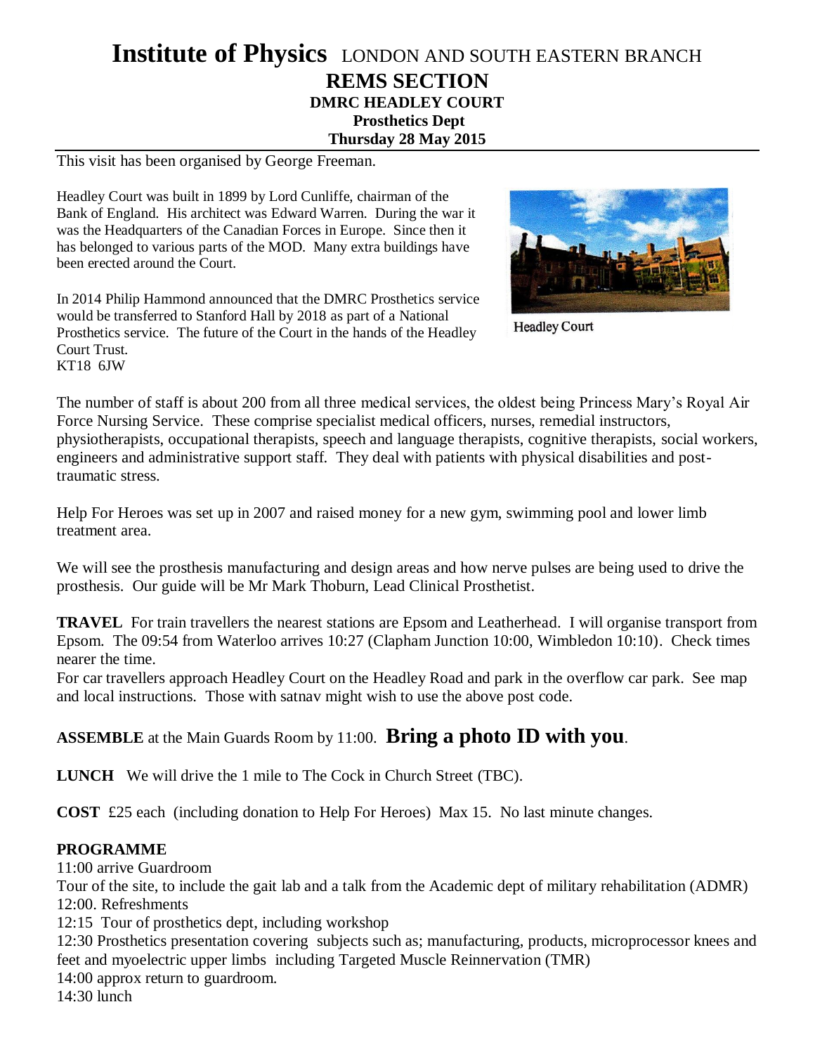# Institute of Physics LONDON AND SOUTH EASTERN BRANCH

## REMS SECTION

### DMRC HEADLEY COURT

**Prosthetics Dept**

**Thursday 28 May 2015**

This visit has been organised by George Freeman.

Headley Court was built in 1899 by Lord Cunliffe, chairman of the Bank of England. His architect was Edward Warren. During the war it was the Headquarters of the Canadian Forces in Europe. Since then it has belonged to various parts of the MOD. Many extra buildings have been erected around the Court.

In 2014 Philip Hammond announced that the DMRC Prosthetics service would be transferred to Stanford Hall by 2018 as part of a National Prosthetics service. The future of the Court in the hands of the Headley Court Trust.
KT18 6JW

Headley Court

The number of staff is about 200 from all three medical services, the oldest being Princess Mary's Royal Air Force Nursing Service. These comprise specialist medical officers, nurses, remedial instructors, physiotherapists, occupational therapists, speech and language therapists, cognitive therapists, social workers, engineers and administrative support staff. They deal with patients with physical disabilities and post-traumatic stress.

Help For Heroes was set up in 2007 and raised money for a new gym, swimming pool and lower limb treatment area.

We will see the prosthesis manufacturing and design areas and how nerve pulses are being used to drive the prosthesis. Our guide will be Mr Mark Thoburn, Lead Clinical Prosthetist.

**TRAVEL** For train travellers the nearest stations are Epsom and Leatherhead. I will organise transport from Epsom. The 09:54 from Waterloo arrives 10:27 (Clapham Junction 10:00, Wimbledon 10:10). Check times nearer the time.
For car travellers approach Headley Court on the Headley Road and park in the overflow car park. See map and local instructions. Those with satnav might wish to use the above post code.

**ASSEMBLE** at the Main Guards Room by 11:00. **Bring a photo ID with you**.

**LUNCH** We will drive the 1 mile to The Cock in Church Street (TBC).

**COST** £25 each (including donation to Help For Heroes) Max 15. No last minute changes.

**PROGRAMME**

11:00 arrive Guardroom
Tour of the site, to include the gait lab and a talk from the Academic dept of military rehabilitation (ADMR)
12:00. Refreshments
12:15 Tour of prosthetics dept, including workshop
12:30 Prosthetics presentation covering subjects such as; manufacturing, products, microprocessor knees and feet and myoelectric upper limbs including Targeted Muscle Reinnervation (TMR)
14:00 approx return to guardroom.
14:30 lunch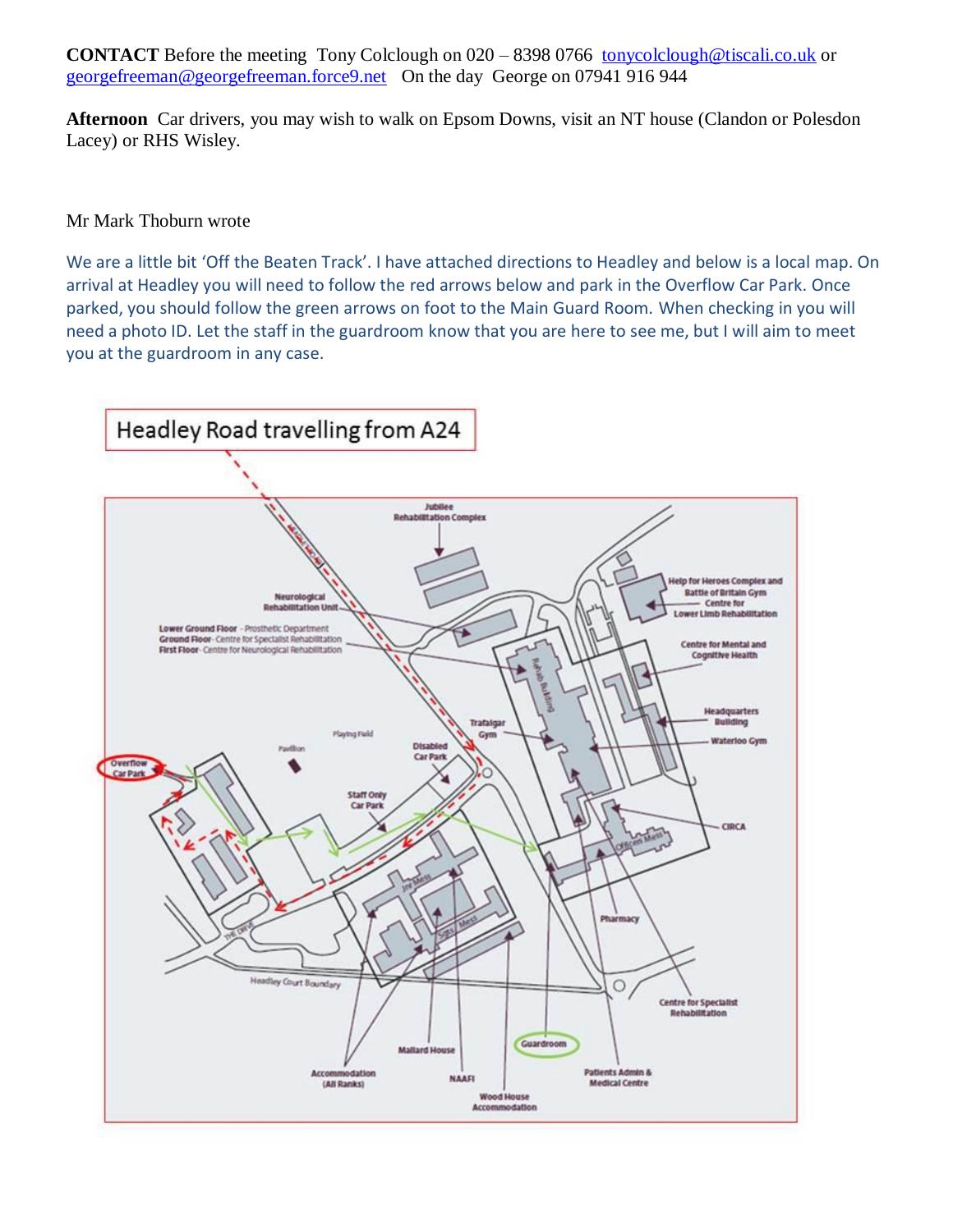**CONTACT** Before the meeting  Tony Colclough on 020 – 8398 0766  tonycolclough@tiscali.co.uk or georgefreeman@georgefreeman.force9.net   On the day  George on 07941 916 944

**Afternoon**  Car drivers, you may wish to walk on Epsom Downs, visit an NT house (Clandon or Polesdon Lacey) or RHS Wisley.

Mr Mark Thoburn wrote

We are a little bit 'Off the Beaten Track'. I have attached directions to Headley and below is a local map. On arrival at Headley you will need to follow the red arrows below and park in the Overflow Car Park. Once parked, you should follow the green arrows on foot to the Main Guard Room. When checking in you will need a photo ID. Let the staff in the guardroom know that you are here to see me, but I will aim to meet you at the guardroom in any case.

Headley Road travelling from A24

Jubilee Rehabilitation Complex

Neurological Rehabilitation Unit

Lower Ground Floor - Prosthetic Department
Ground Floor - Centre for Specialist Rehabilitation
First Floor - Centre for Neurological Rehabilitation

Help for Heroes Complex and Battle of Britain Gym Centre for Lower Limb Rehabilitation

Centre for Mental and Cognitive Health

Headquarters Building

Waterloo Gym

Trafalgar Gym

Disabled Car Park

Pavilion

Playing Field

Overflow Car Park

Staff Only Car Park

CIRCA

Pharmacy

Headley Court Boundary

Centre for Specialist Rehabilitation

Accommodation (All Ranks)

Mallard House

NAAFI

Wood House Accommodation

Guardroom

Patients Admin & Medical Centre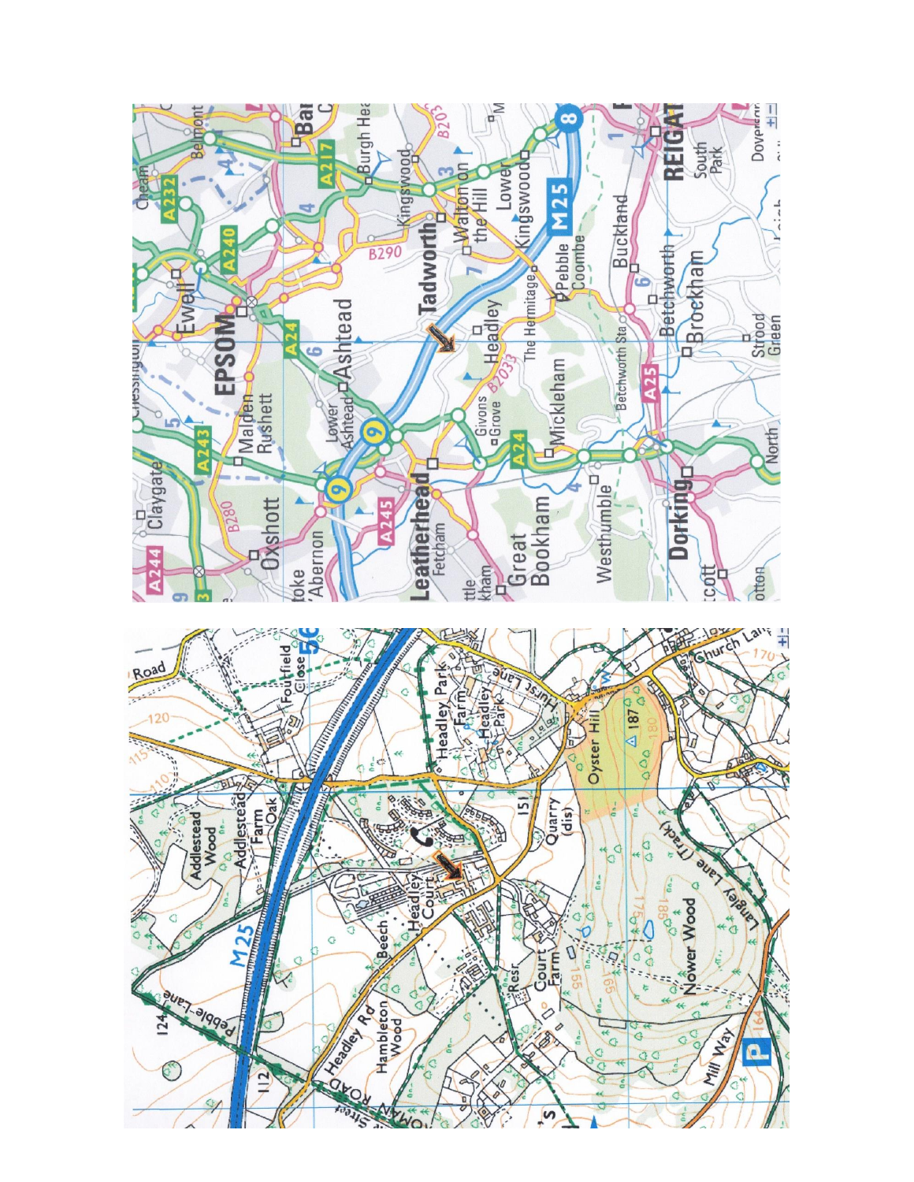Road
Foulfield Close
120
115
110
Addlestead Wood
Addlestead Farm
Oak
M25
124
Pebble Lane
112
Headley Rd
Hambleton Wood
Beech
Headley Court
Headley Park Farm
Headley Park
Hurst Lane
151
Quarry (dis)
Oyster Hill
187
180
Church Lane
170
Resr
Court Farm
155
165
175
185
Nower Wood
Langley Lane (Track)
Mill Way
P
164
Roman Road
Stane Street
56

Claygate
A244
A243
Chessington
Cheam
A232
Belmont
Ewell
EPSOM
A240
A217
Burgh Heath
Malden Rushett
B280
Oxshott
Stoke D'Abernon
Lower Ashtead
Ashtead
A24
9
Leatherhead
Fetcham
A245
Tadworth
Kingswood
B290
Walton on the Hill
Lower Kingswood
M25
8
Headley
The Hermitage
Pebble Coombe
B2033
Givons Grove
Mickleham
Great Bookham
Westhumble
Betchworth Sta
A25
Buckland
Betchworth
Brockham
Strood Green
Dorking
North
REIGATE
South Park